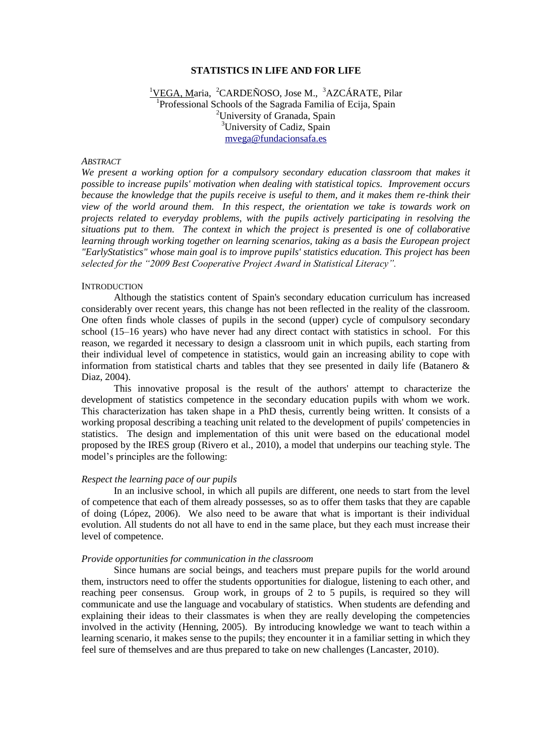# STATISTICS IN LIFE AND FOR LIFE

[1]VEGA, Maria, [2]CARDEÑOSO, Jose M., [3]AZCÁRATE, Pilar

[1]Professional Schools of the Sagrada Familia of Ecija, Spain
[2]University of Granada, Spain
[3]University of Cadiz, Spain
mvega@fundacionsafa.es

*ABSTRACT*

*We present a working option for a compulsory secondary education classroom that makes it possible to increase pupils' motivation when dealing with statistical topics. Improvement occurs because the knowledge that the pupils receive is useful to them, and it makes them re-think their view of the world around them. In this respect, the orientation we take is towards work on projects related to everyday problems, with the pupils actively participating in resolving the situations put to them. The context in which the project is presented is one of collaborative learning through working together on learning scenarios, taking as a basis the European project "EarlyStatistics" whose main goal is to improve pupils' statistics education. This project has been selected for the "2009 Best Cooperative Project Award in Statistical Literacy".*

## INTRODUCTION

Although the statistics content of Spain's secondary education curriculum has increased considerably over recent years, this change has not been reflected in the reality of the classroom. One often finds whole classes of pupils in the second (upper) cycle of compulsory secondary school (15–16 years) who have never had any direct contact with statistics in school. For this reason, we regarded it necessary to design a classroom unit in which pupils, each starting from their individual level of competence in statistics, would gain an increasing ability to cope with information from statistical charts and tables that they see presented in daily life (Batanero & Diaz, 2004).

This innovative proposal is the result of the authors' attempt to characterize the development of statistics competence in the secondary education pupils with whom we work. This characterization has taken shape in a PhD thesis, currently being written. It consists of a working proposal describing a teaching unit related to the development of pupils' competencies in statistics. The design and implementation of this unit were based on the educational model proposed by the IRES group (Rivero et al., 2010), a model that underpins our teaching style. The model's principles are the following:

### *Respect the learning pace of our pupils*

In an inclusive school, in which all pupils are different, one needs to start from the level of competence that each of them already possesses, so as to offer them tasks that they are capable of doing (López, 2006). We also need to be aware that what is important is their individual evolution. All students do not all have to end in the same place, but they each must increase their level of competence.

### *Provide opportunities for communication in the classroom*

Since humans are social beings, and teachers must prepare pupils for the world around them, instructors need to offer the students opportunities for dialogue, listening to each other, and reaching peer consensus. Group work, in groups of 2 to 5 pupils, is required so they will communicate and use the language and vocabulary of statistics. When students are defending and explaining their ideas to their classmates is when they are really developing the competencies involved in the activity (Henning, 2005). By introducing knowledge we want to teach within a learning scenario, it makes sense to the pupils; they encounter it in a familiar setting in which they feel sure of themselves and are thus prepared to take on new challenges (Lancaster, 2010).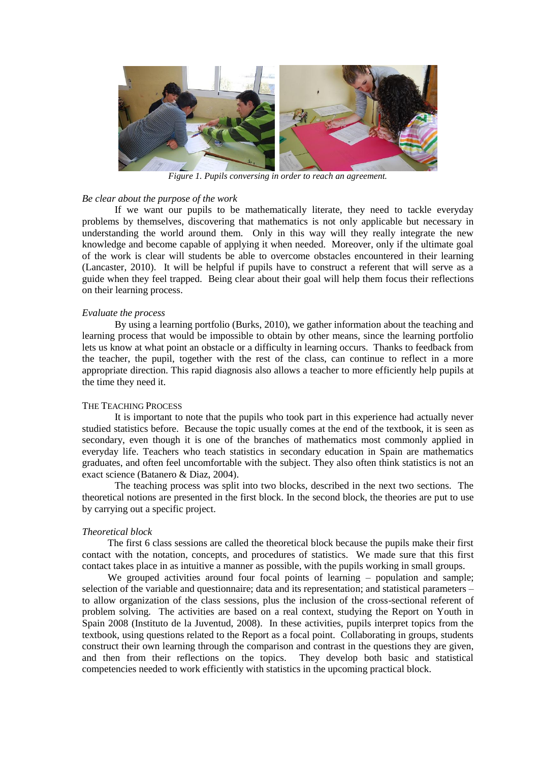*Figure 1. Pupils conversing in order to reach an agreement.*

*Be clear about the purpose of the work*

If we want our pupils to be mathematically literate, they need to tackle everyday problems by themselves, discovering that mathematics is not only applicable but necessary in understanding the world around them. Only in this way will they really integrate the new knowledge and become capable of applying it when needed. Moreover, only if the ultimate goal of the work is clear will students be able to overcome obstacles encountered in their learning (Lancaster, 2010). It will be helpful if pupils have to construct a referent that will serve as a guide when they feel trapped. Being clear about their goal will help them focus their reflections on their learning process.

*Evaluate the process*

By using a learning portfolio (Burks, 2010), we gather information about the teaching and learning process that would be impossible to obtain by other means, since the learning portfolio lets us know at what point an obstacle or a difficulty in learning occurs. Thanks to feedback from the teacher, the pupil, together with the rest of the class, can continue to reflect in a more appropriate direction. This rapid diagnosis also allows a teacher to more efficiently help pupils at the time they need it.

## THE TEACHING PROCESS

It is important to note that the pupils who took part in this experience had actually never studied statistics before. Because the topic usually comes at the end of the textbook, it is seen as secondary, even though it is one of the branches of mathematics most commonly applied in everyday life. Teachers who teach statistics in secondary education in Spain are mathematics graduates, and often feel uncomfortable with the subject. They also often think statistics is not an exact science (Batanero & Diaz, 2004).

The teaching process was split into two blocks, described in the next two sections. The theoretical notions are presented in the first block. In the second block, the theories are put to use by carrying out a specific project.

*Theoretical block*

The first 6 class sessions are called the theoretical block because the pupils make their first contact with the notation, concepts, and procedures of statistics. We made sure that this first contact takes place in as intuitive a manner as possible, with the pupils working in small groups.

We grouped activities around four focal points of learning – population and sample; selection of the variable and questionnaire; data and its representation; and statistical parameters – to allow organization of the class sessions, plus the inclusion of the cross-sectional referent of problem solving. The activities are based on a real context, studying the Report on Youth in Spain 2008 (Instituto de la Juventud, 2008). In these activities, pupils interpret topics from the textbook, using questions related to the Report as a focal point. Collaborating in groups, students construct their own learning through the comparison and contrast in the questions they are given, and then from their reflections on the topics. They develop both basic and statistical competencies needed to work efficiently with statistics in the upcoming practical block.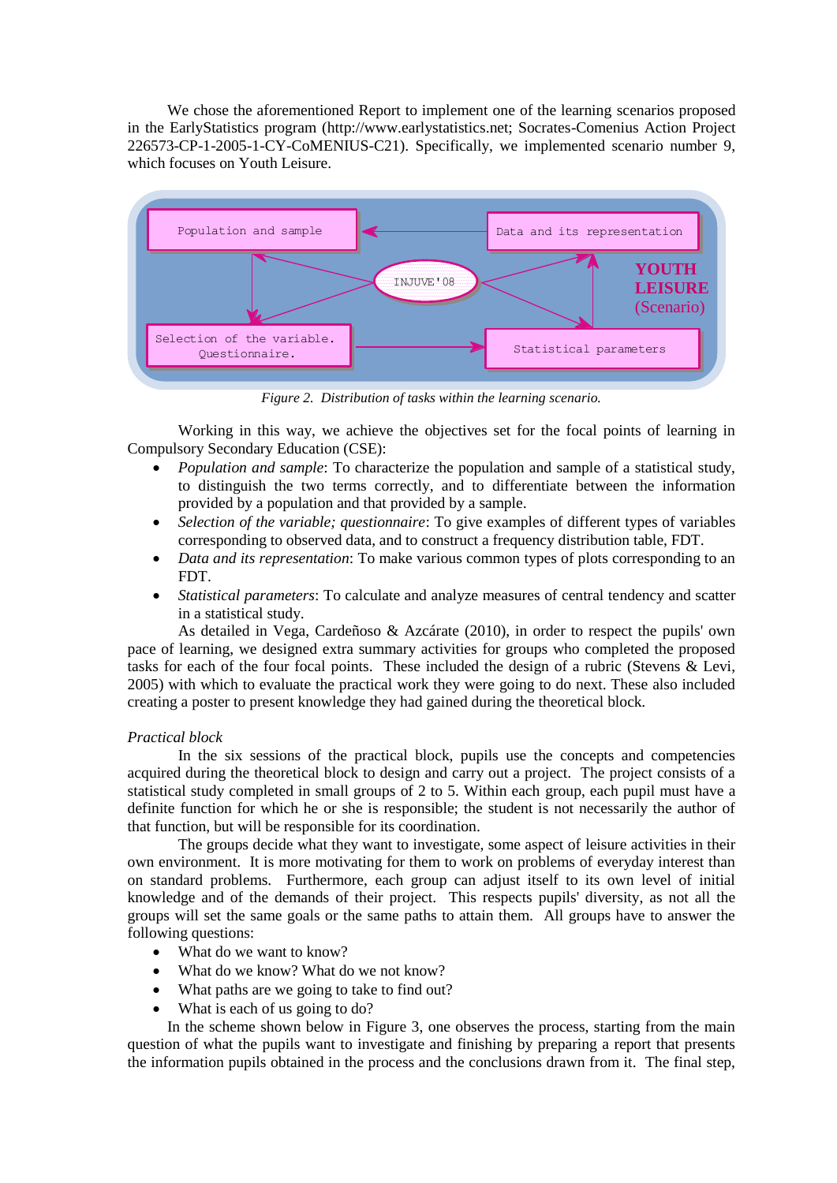We chose the aforementioned Report to implement one of the learning scenarios proposed in the EarlyStatistics program (http://www.earlystatistics.net; Socrates-Comenius Action Project 226573-CP-1-2005-1-CY-CoMENIUS-C21). Specifically, we implemented scenario number 9, which focuses on Youth Leisure.

Population and sample

Data and its representation

INJUVE'08

YOUTH LEISURE (Scenario)

Selection of the variable. Questionnaire.

Statistical parameters

*Figure 2. Distribution of tasks within the learning scenario.*

Working in this way, we achieve the objectives set for the focal points of learning in Compulsory Secondary Education (CSE):

- *Population and sample*: To characterize the population and sample of a statistical study, to distinguish the two terms correctly, and to differentiate between the information provided by a population and that provided by a sample.
- *Selection of the variable; questionnaire*: To give examples of different types of variables corresponding to observed data, and to construct a frequency distribution table, FDT.
- *Data and its representation*: To make various common types of plots corresponding to an FDT.
- *Statistical parameters*: To calculate and analyze measures of central tendency and scatter in a statistical study.

As detailed in Vega, Cardeñoso & Azcárate (2010), in order to respect the pupils' own pace of learning, we designed extra summary activities for groups who completed the proposed tasks for each of the four focal points. These included the design of a rubric (Stevens & Levi, 2005) with which to evaluate the practical work they were going to do next. These also included creating a poster to present knowledge they had gained during the theoretical block.

*Practical block*

In the six sessions of the practical block, pupils use the concepts and competencies acquired during the theoretical block to design and carry out a project. The project consists of a statistical study completed in small groups of 2 to 5. Within each group, each pupil must have a definite function for which he or she is responsible; the student is not necessarily the author of that function, but will be responsible for its coordination.

The groups decide what they want to investigate, some aspect of leisure activities in their own environment. It is more motivating for them to work on problems of everyday interest than on standard problems. Furthermore, each group can adjust itself to its own level of initial knowledge and of the demands of their project. This respects pupils' diversity, as not all the groups will set the same goals or the same paths to attain them. All groups have to answer the following questions:

- What do we want to know?
- What do we know? What do we not know?
- What paths are we going to take to find out?
- What is each of us going to do?

In the scheme shown below in Figure 3, one observes the process, starting from the main question of what the pupils want to investigate and finishing by preparing a report that presents the information pupils obtained in the process and the conclusions drawn from it. The final step,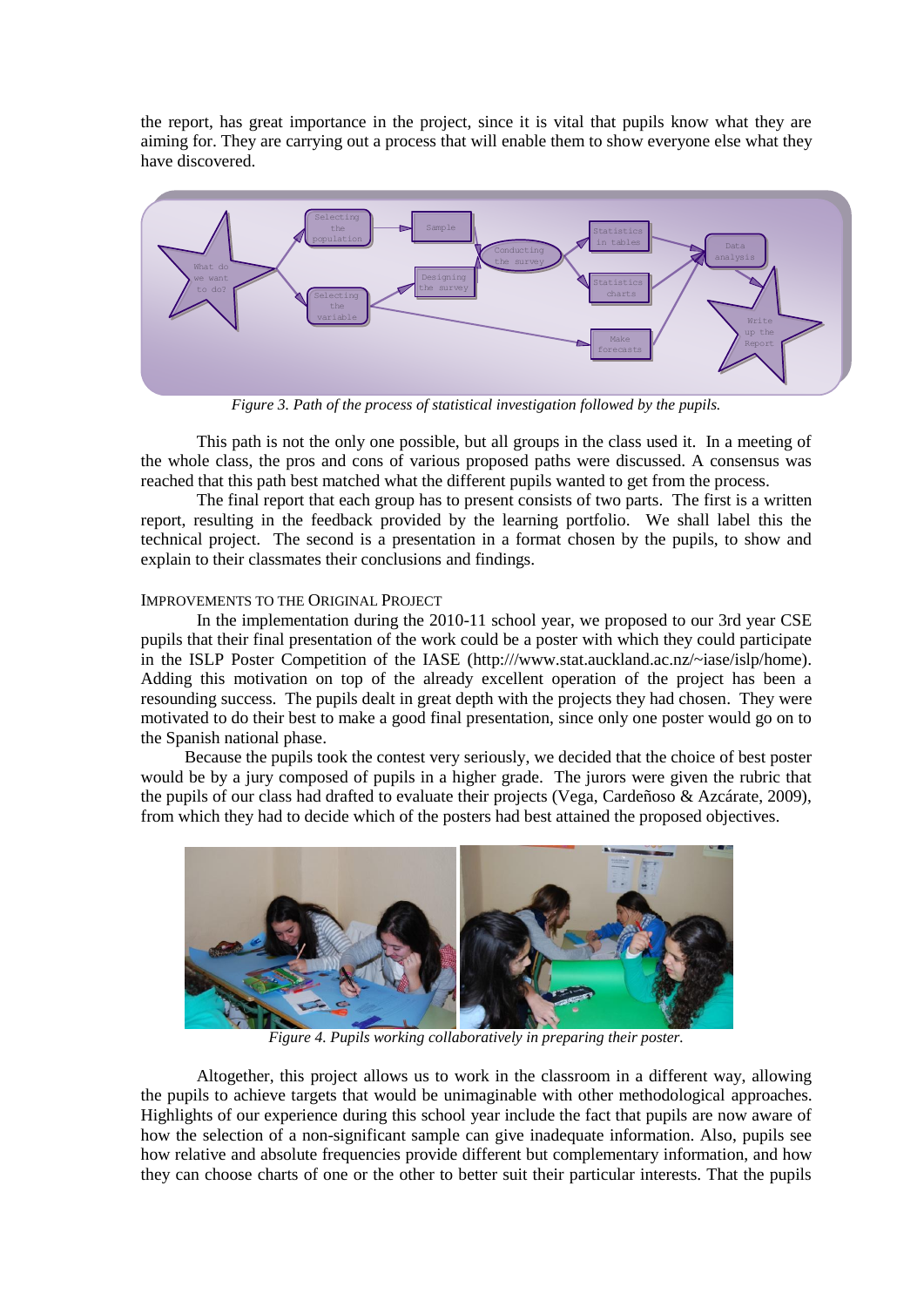the report, has great importance in the project, since it is vital that pupils know what they are aiming for. They are carrying out a process that will enable them to show everyone else what they have discovered.

*Figure 3. Path of the process of statistical investigation followed by the pupils.*

This path is not the only one possible, but all groups in the class used it. In a meeting of the whole class, the pros and cons of various proposed paths were discussed. A consensus was reached that this path best matched what the different pupils wanted to get from the process.

The final report that each group has to present consists of two parts. The first is a written report, resulting in the feedback provided by the learning portfolio. We shall label this the technical project. The second is a presentation in a format chosen by the pupils, to show and explain to their classmates their conclusions and findings.

### IMPROVEMENTS TO THE ORIGINAL PROJECT

In the implementation during the 2010-11 school year, we proposed to our 3rd year CSE pupils that their final presentation of the work could be a poster with which they could participate in the ISLP Poster Competition of the IASE (http:///www.stat.auckland.ac.nz/~iase/islp/home). Adding this motivation on top of the already excellent operation of the project has been a resounding success. The pupils dealt in great depth with the projects they had chosen. They were motivated to do their best to make a good final presentation, since only one poster would go on to the Spanish national phase.

Because the pupils took the contest very seriously, we decided that the choice of best poster would be by a jury composed of pupils in a higher grade. The jurors were given the rubric that the pupils of our class had drafted to evaluate their projects (Vega, Cardeñoso & Azcárate, 2009), from which they had to decide which of the posters had best attained the proposed objectives.

*Figure 4. Pupils working collaboratively in preparing their poster.*

Altogether, this project allows us to work in the classroom in a different way, allowing the pupils to achieve targets that would be unimaginable with other methodological approaches. Highlights of our experience during this school year include the fact that pupils are now aware of how the selection of a non-significant sample can give inadequate information. Also, pupils see how relative and absolute frequencies provide different but complementary information, and how they can choose charts of one or the other to better suit their particular interests. That the pupils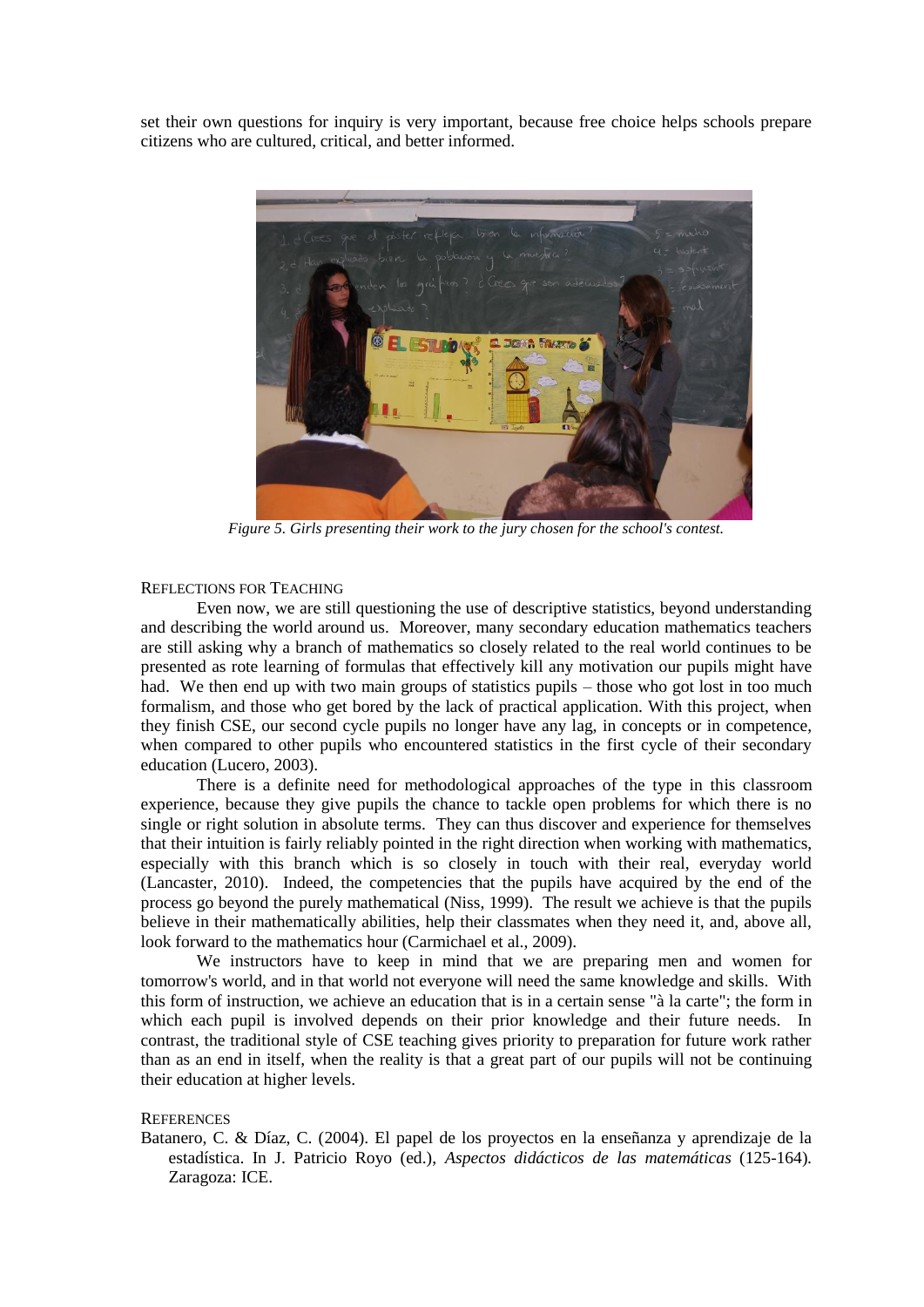set their own questions for inquiry is very important, because free choice helps schools prepare citizens who are cultured, critical, and better informed.

*Figure 5. Girls presenting their work to the jury chosen for the school's contest.*

### Reflections for Teaching

Even now, we are still questioning the use of descriptive statistics, beyond understanding and describing the world around us. Moreover, many secondary education mathematics teachers are still asking why a branch of mathematics so closely related to the real world continues to be presented as rote learning of formulas that effectively kill any motivation our pupils might have had. We then end up with two main groups of statistics pupils – those who got lost in too much formalism, and those who get bored by the lack of practical application. With this project, when they finish CSE, our second cycle pupils no longer have any lag, in concepts or in competence, when compared to other pupils who encountered statistics in the first cycle of their secondary education (Lucero, 2003).

There is a definite need for methodological approaches of the type in this classroom experience, because they give pupils the chance to tackle open problems for which there is no single or right solution in absolute terms. They can thus discover and experience for themselves that their intuition is fairly reliably pointed in the right direction when working with mathematics, especially with this branch which is so closely in touch with their real, everyday world (Lancaster, 2010). Indeed, the competencies that the pupils have acquired by the end of the process go beyond the purely mathematical (Niss, 1999). The result we achieve is that the pupils believe in their mathematically abilities, help their classmates when they need it, and, above all, look forward to the mathematics hour (Carmichael et al., 2009).

We instructors have to keep in mind that we are preparing men and women for tomorrow's world, and in that world not everyone will need the same knowledge and skills. With this form of instruction, we achieve an education that is in a certain sense "à la carte"; the form in which each pupil is involved depends on their prior knowledge and their future needs. In contrast, the traditional style of CSE teaching gives priority to preparation for future work rather than as an end in itself, when the reality is that a great part of our pupils will not be continuing their education at higher levels.

### References

Batanero, C. & Díaz, C. (2004). El papel de los proyectos en la enseñanza y aprendizaje de la estadística. In J. Patricio Royo (ed.), *Aspectos didácticos de las matemáticas* (125-164). Zaragoza: ICE.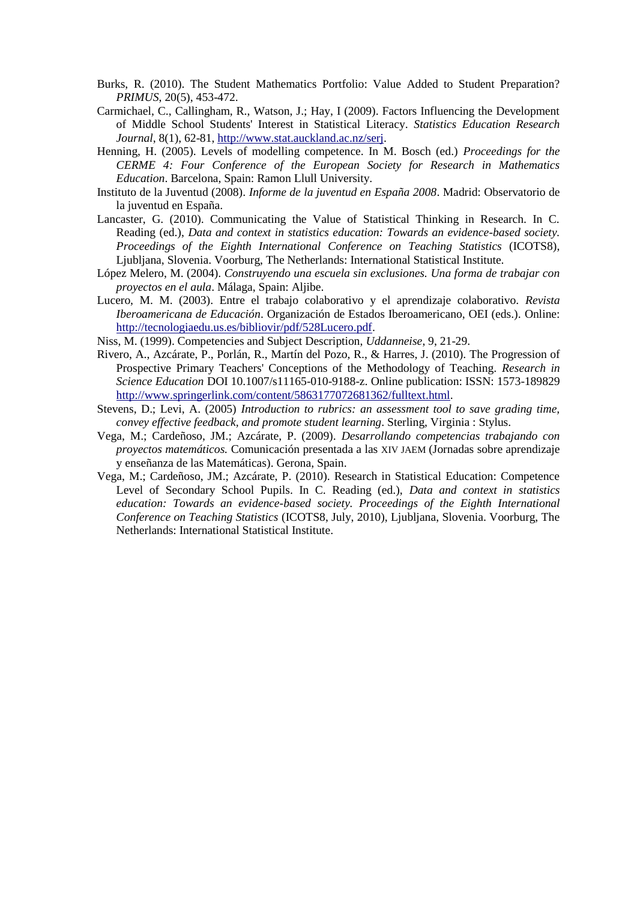Burks, R. (2010). The Student Mathematics Portfolio: Value Added to Student Preparation? *PRIMUS*, 20(5), 453-472.

Carmichael, C., Callingham, R., Watson, J.; Hay, I (2009). Factors Influencing the Development of Middle School Students' Interest in Statistical Literacy. *Statistics Education Research Journal*, 8(1), 62-81, http://www.stat.auckland.ac.nz/serj.

Henning, H. (2005). Levels of modelling competence. In M. Bosch (ed.) *Proceedings for the CERME 4: Four Conference of the European Society for Research in Mathematics Education*. Barcelona, Spain: Ramon Llull University.

Instituto de la Juventud (2008). *Informe de la juventud en España 2008*. Madrid: Observatorio de la juventud en España.

Lancaster, G. (2010). Communicating the Value of Statistical Thinking in Research. In C. Reading (ed.), *Data and context in statistics education: Towards an evidence-based society. Proceedings of the Eighth International Conference on Teaching Statistics* (ICOTS8), Ljubljana, Slovenia. Voorburg, The Netherlands: International Statistical Institute.

López Melero, M. (2004). *Construyendo una escuela sin exclusiones. Una forma de trabajar con proyectos en el aula*. Málaga, Spain: Aljibe.

Lucero, M. M. (2003). Entre el trabajo colaborativo y el aprendizaje colaborativo. *Revista Iberoamericana de Educación*. Organización de Estados Iberoamericano, OEI (eds.). Online: http://tecnologiaedu.us.es/bibliovir/pdf/528Lucero.pdf.

Niss, M. (1999). Competencies and Subject Description, *Uddanneise*, 9, 21-29.

Rivero, A., Azcárate, P., Porlán, R., Martín del Pozo, R., & Harres, J. (2010). The Progression of Prospective Primary Teachers' Conceptions of the Methodology of Teaching. *Research in Science Education* DOI 10.1007/s11165-010-9188-z. Online publication: ISSN: 1573-189829 http://www.springerlink.com/content/5863177072681362/fulltext.html.

Stevens, D.; Levi, A. (2005) *Introduction to rubrics: an assessment tool to save grading time, convey effective feedback, and promote student learning*. Sterling, Virginia : Stylus.

Vega, M.; Cardeñoso, JM.; Azcárate, P. (2009). *Desarrollando competencias trabajando con proyectos matemáticos.* Comunicación presentada a las XIV JAEM (Jornadas sobre aprendizaje y enseñanza de las Matemáticas). Gerona, Spain.

Vega, M.; Cardeñoso, JM.; Azcárate, P. (2010). Research in Statistical Education: Competence Level of Secondary School Pupils. In C. Reading (ed.), *Data and context in statistics education: Towards an evidence-based society. Proceedings of the Eighth International Conference on Teaching Statistics* (ICOTS8, July, 2010), Ljubljana, Slovenia. Voorburg, The Netherlands: International Statistical Institute.